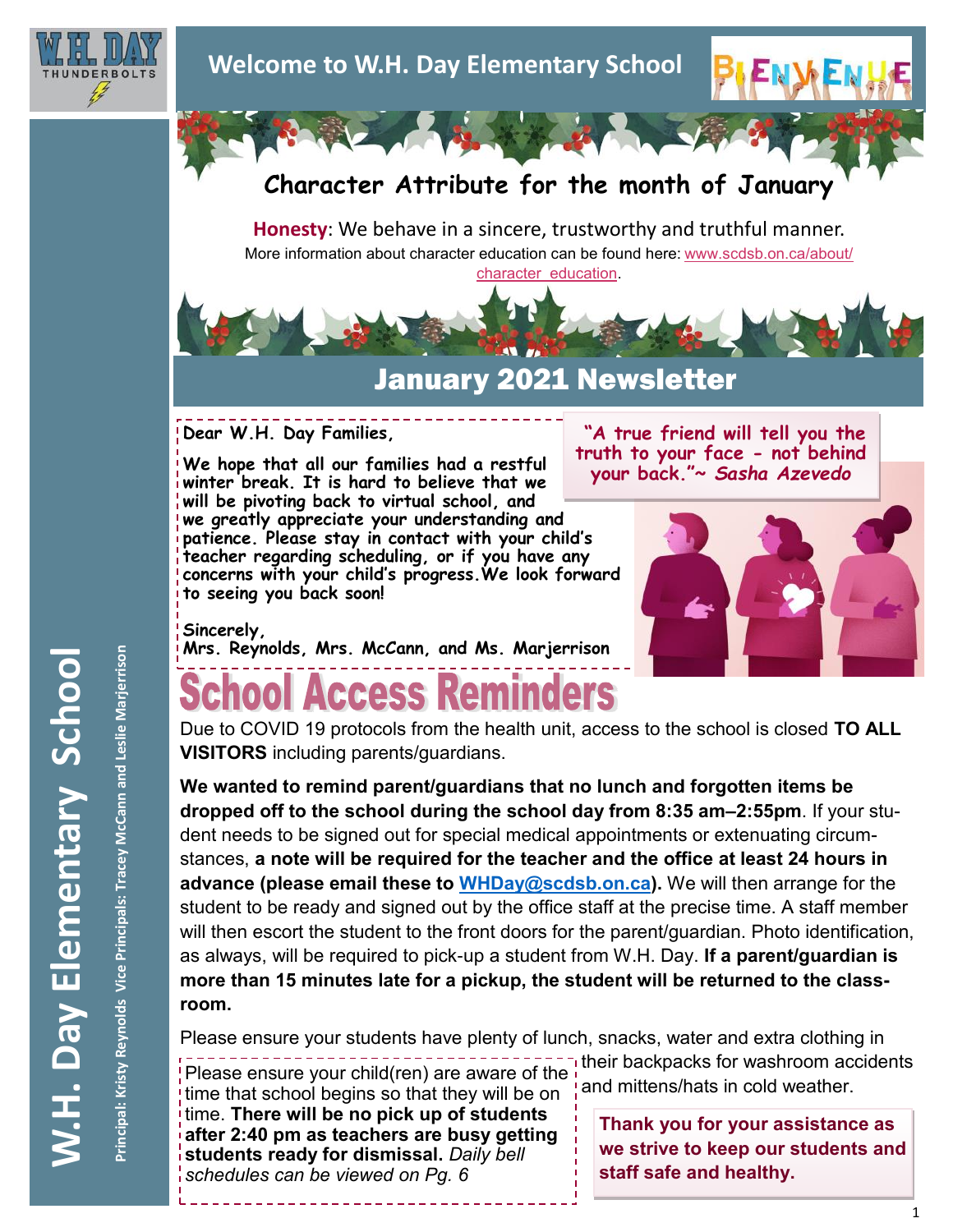# Welcome to W.H. Day Elementary School

## Character Attribute for the month of January

**Honesty**: We behave in a sincere, trustworthy and truthful manner.

More information about character education can be found here: www.scdsb.on.ca/about/character_education.

# January 2021 Newsletter

Dear W.H. Day Families,

We hope that all our families had a restful winter break. It is hard to believe that we will be pivoting back to virtual school, and we greatly appreciate your understanding and patience. Please stay in contact with your child's teacher regarding scheduling, or if you have any concerns with your child's progress. We look forward to seeing you back soon!

Sincerely,
Mrs. Reynolds, Mrs. McCann, and Ms. Marjerrison

"A true friend will tell you the truth to your face - not behind your back."~ *Sasha Azevedo*

## School Access Reminders

Due to COVID 19 protocols from the health unit, access to the school is closed **TO ALL VISITORS** including parents/guardians.

**We wanted to remind parent/guardians that no lunch and forgotten items be dropped off to the school during the school day from 8:35 am–2:55pm**. If your student needs to be signed out for special medical appointments or extenuating circumstances, **a note will be required for the teacher and the office at least 24 hours in advance (please email these to WHDay@scdsb.on.ca).** We will then arrange for the student to be ready and signed out by the office staff at the precise time. A staff member will then escort the student to the front doors for the parent/guardian. Photo identification, as always, will be required to pick-up a student from W.H. Day. **If a parent/guardian is more than 15 minutes late for a pickup, the student will be returned to the classroom.**

Please ensure your students have plenty of lunch, snacks, water and extra clothing in their backpacks for washroom accidents and mittens/hats in cold weather.

Please ensure your child(ren) are aware of the time that school begins so that they will be on time. **There will be no pick up of students after 2:40 pm as teachers are busy getting students ready for dismissal.** *Daily bell schedules can be viewed on Pg. 6*

**Thank you for your assistance as we strive to keep our students and staff safe and healthy.**

W.H. Day Elementary School

Principal: Kristy Reynolds Vice Principals: Tracey McCann and Leslie Marjerrison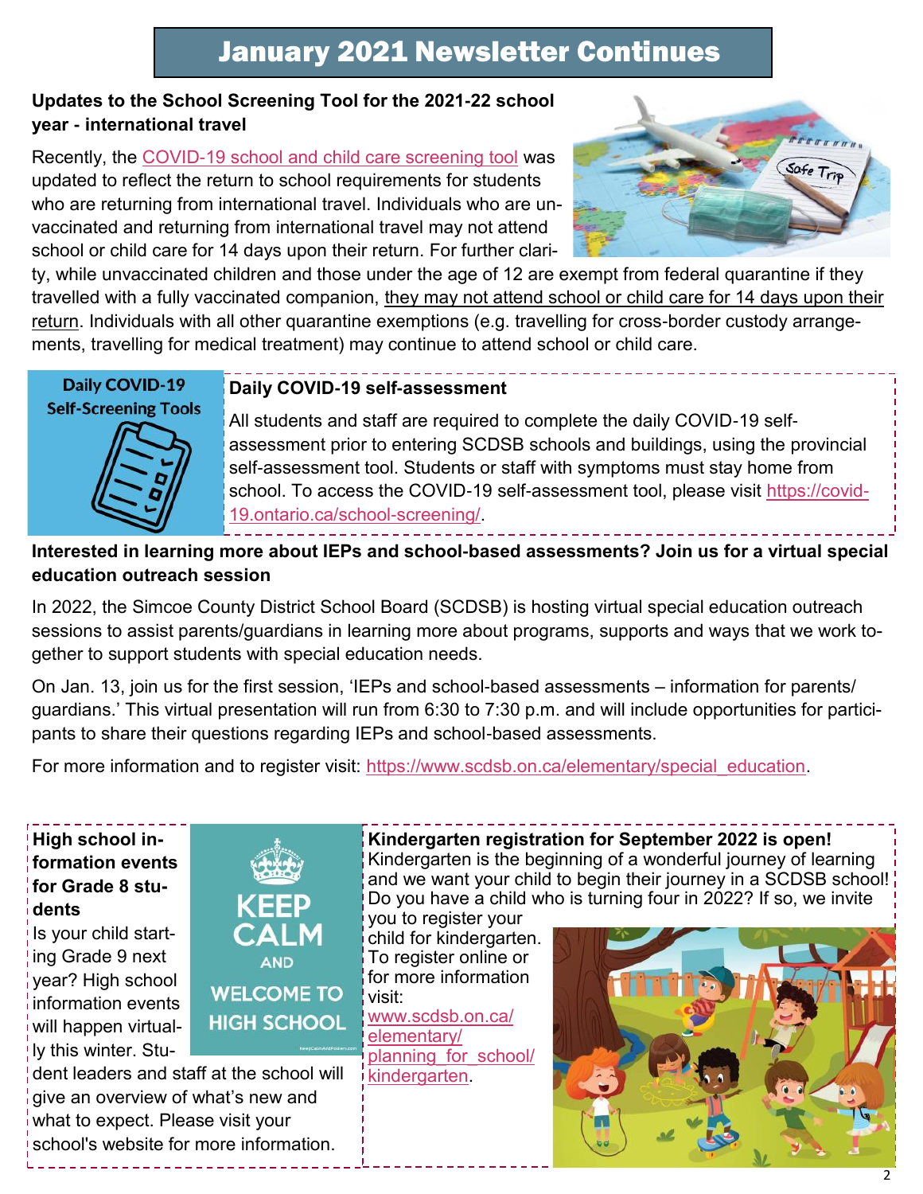# January 2021 Newsletter Continues

**Updates to the School Screening Tool for the 2021-22 school year - international travel**

Recently, the COVID-19 school and child care screening tool was updated to reflect the return to school requirements for students who are returning from international travel. Individuals who are unvaccinated and returning from international travel may not attend school or child care for 14 days upon their return. For further clarity, while unvaccinated children and those under the age of 12 are exempt from federal quarantine if they travelled with a fully vaccinated companion, they may not attend school or child care for 14 days upon their return. Individuals with all other quarantine exemptions (e.g. travelling for cross-border custody arrangements, travelling for medical treatment) may continue to attend school or child care.

Daily COVID-19 Self-Screening Tools

**Daily COVID-19 self-assessment**

All students and staff are required to complete the daily COVID-19 self-assessment prior to entering SCDSB schools and buildings, using the provincial self-assessment tool. Students or staff with symptoms must stay home from school. To access the COVID-19 self-assessment tool, please visit https://covid-19.ontario.ca/school-screening/.

**Interested in learning more about IEPs and school-based assessments? Join us for a virtual special education outreach session**

In 2022, the Simcoe County District School Board (SCDSB) is hosting virtual special education outreach sessions to assist parents/guardians in learning more about programs, supports and ways that we work together to support students with special education needs.

On Jan. 13, join us for the first session, 'IEPs and school-based assessments – information for parents/guardians.' This virtual presentation will run from 6:30 to 7:30 p.m. and will include opportunities for participants to share their questions regarding IEPs and school-based assessments.

For more information and to register visit: https://www.scdsb.on.ca/elementary/special_education.

**High school information events for Grade 8 students**

Is your child starting Grade 9 next year? High school information events will happen virtually this winter. Student leaders and staff at the school will give an overview of what's new and what to expect. Please visit your school's website for more information.

KEEP CALM AND WELCOME TO HIGH SCHOOL

**Kindergarten registration for September 2022 is open!**

Kindergarten is the beginning of a wonderful journey of learning and we want your child to begin their journey in a SCDSB school! Do you have a child who is turning four in 2022? If so, we invite you to register your child for kindergarten. To register online or for more information visit: www.scdsb.on.ca/elementary/planning_for_school/kindergarten.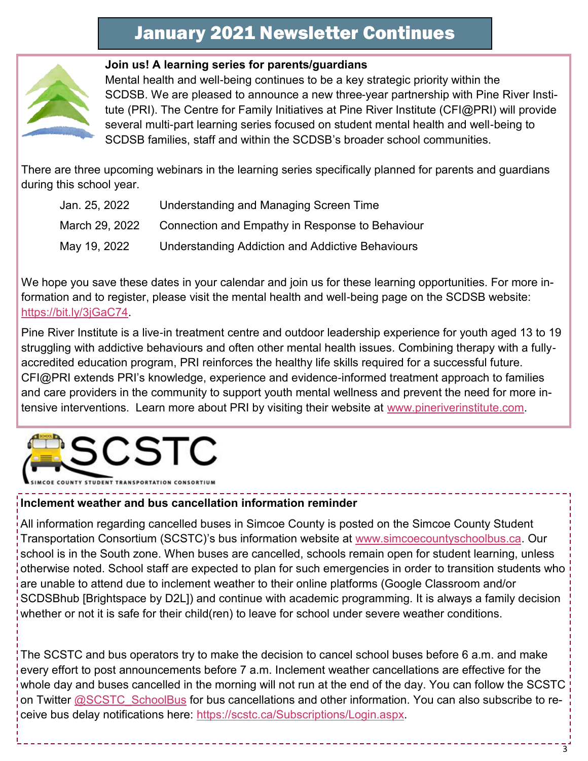# January 2021 Newsletter Continues

**Join us! A learning series for parents/guardians**

Mental health and well-being continues to be a key strategic priority within the SCDSB. We are pleased to announce a new three-year partnership with Pine River Institute (PRI). The Centre for Family Initiatives at Pine River Institute (CFI@PRI) will provide several multi-part learning series focused on student mental health and well-being to SCDSB families, staff and within the SCDSB's broader school communities.

There are three upcoming webinars in the learning series specifically planned for parents and guardians during this school year.

| | |
|---|---|
| Jan. 25, 2022 | Understanding and Managing Screen Time |
| March 29, 2022 | Connection and Empathy in Response to Behaviour |
| May 19, 2022 | Understanding Addiction and Addictive Behaviours |

We hope you save these dates in your calendar and join us for these learning opportunities. For more information and to register, please visit the mental health and well-being page on the SCDSB website: https://bit.ly/3jGaC74.

Pine River Institute is a live-in treatment centre and outdoor leadership experience for youth aged 13 to 19 struggling with addictive behaviours and often other mental health issues. Combining therapy with a fully-accredited education program, PRI reinforces the healthy life skills required for a successful future. CFI@PRI extends PRI's knowledge, experience and evidence-informed treatment approach to families and care providers in the community to support youth mental wellness and prevent the need for more intensive interventions. Learn more about PRI by visiting their website at www.pineriverinstitute.com.

SCSTC

SIMCOE COUNTY STUDENT TRANSPORTATION CONSORTIUM

**Inclement weather and bus cancellation information reminder**

All information regarding cancelled buses in Simcoe County is posted on the Simcoe County Student Transportation Consortium (SCSTC)'s bus information website at www.simcoecountyschoolbus.ca. Our school is in the South zone. When buses are cancelled, schools remain open for student learning, unless otherwise noted. School staff are expected to plan for such emergencies in order to transition students who are unable to attend due to inclement weather to their online platforms (Google Classroom and/or SCDSBhub [Brightspace by D2L]) and continue with academic programming. It is always a family decision whether or not it is safe for their child(ren) to leave for school under severe weather conditions.

The SCSTC and bus operators try to make the decision to cancel school buses before 6 a.m. and make every effort to post announcements before 7 a.m. Inclement weather cancellations are effective for the whole day and buses cancelled in the morning will not run at the end of the day. You can follow the SCSTC on Twitter @SCSTC_SchoolBus for bus cancellations and other information. You can also subscribe to receive bus delay notifications here: https://scstc.ca/Subscriptions/Login.aspx.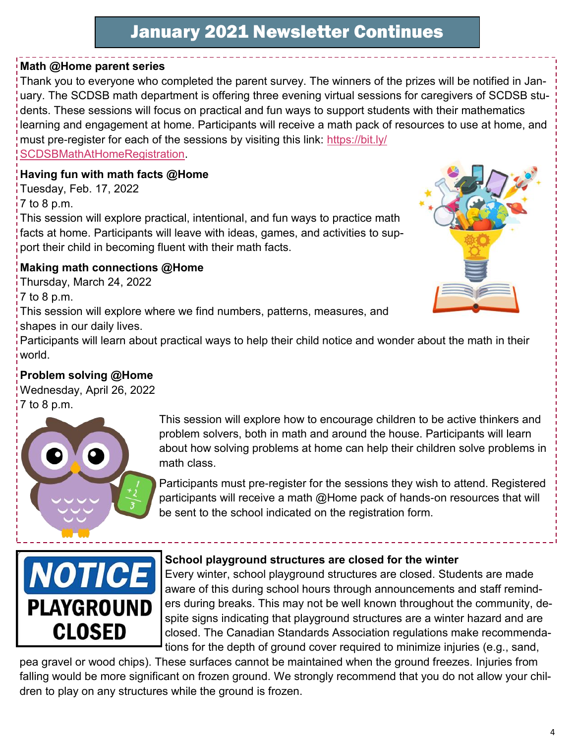# January 2021 Newsletter Continues

**Math @Home parent series**

Thank you to everyone who completed the parent survey. The winners of the prizes will be notified in January. The SCDSB math department is offering three evening virtual sessions for caregivers of SCDSB students. These sessions will focus on practical and fun ways to support students with their mathematics learning and engagement at home. Participants will receive a math pack of resources to use at home, and must pre-register for each of the sessions by visiting this link: [https://bit.ly/SCDSBMathAtHomeRegistration](https://bit.ly/SCDSBMathAtHomeRegistration).

**Having fun with math facts @Home**

Tuesday, Feb. 17, 2022
7 to 8 p.m.
This session will explore practical, intentional, and fun ways to practice math facts at home. Participants will leave with ideas, games, and activities to support their child in becoming fluent with their math facts.

**Making math connections @Home**

Thursday, March 24, 2022
7 to 8 p.m.
This session will explore where we find numbers, patterns, measures, and shapes in our daily lives.
Participants will learn about practical ways to help their child notice and wonder about the math in their world.

**Problem solving @Home**

Wednesday, April 26, 2022
7 to 8 p.m.
This session will explore how to encourage children to be active thinkers and problem solvers, both in math and around the house. Participants will learn about how solving problems at home can help their children solve problems in math class.

Participants must pre-register for the sessions they wish to attend. Registered participants will receive a math @Home pack of hands-on resources that will be sent to the school indicated on the registration form.

NOTICE
PLAYGROUND CLOSED

**School playground structures are closed for the winter**

Every winter, school playground structures are closed. Students are made aware of this during school hours through announcements and staff reminders during breaks. This may not be well known throughout the community, despite signs indicating that playground structures are a winter hazard and are closed. The Canadian Standards Association regulations make recommendations for the depth of ground cover required to minimize injuries (e.g., sand, pea gravel or wood chips). These surfaces cannot be maintained when the ground freezes. Injuries from falling would be more significant on frozen ground. We strongly recommend that you do not allow your children to play on any structures while the ground is frozen.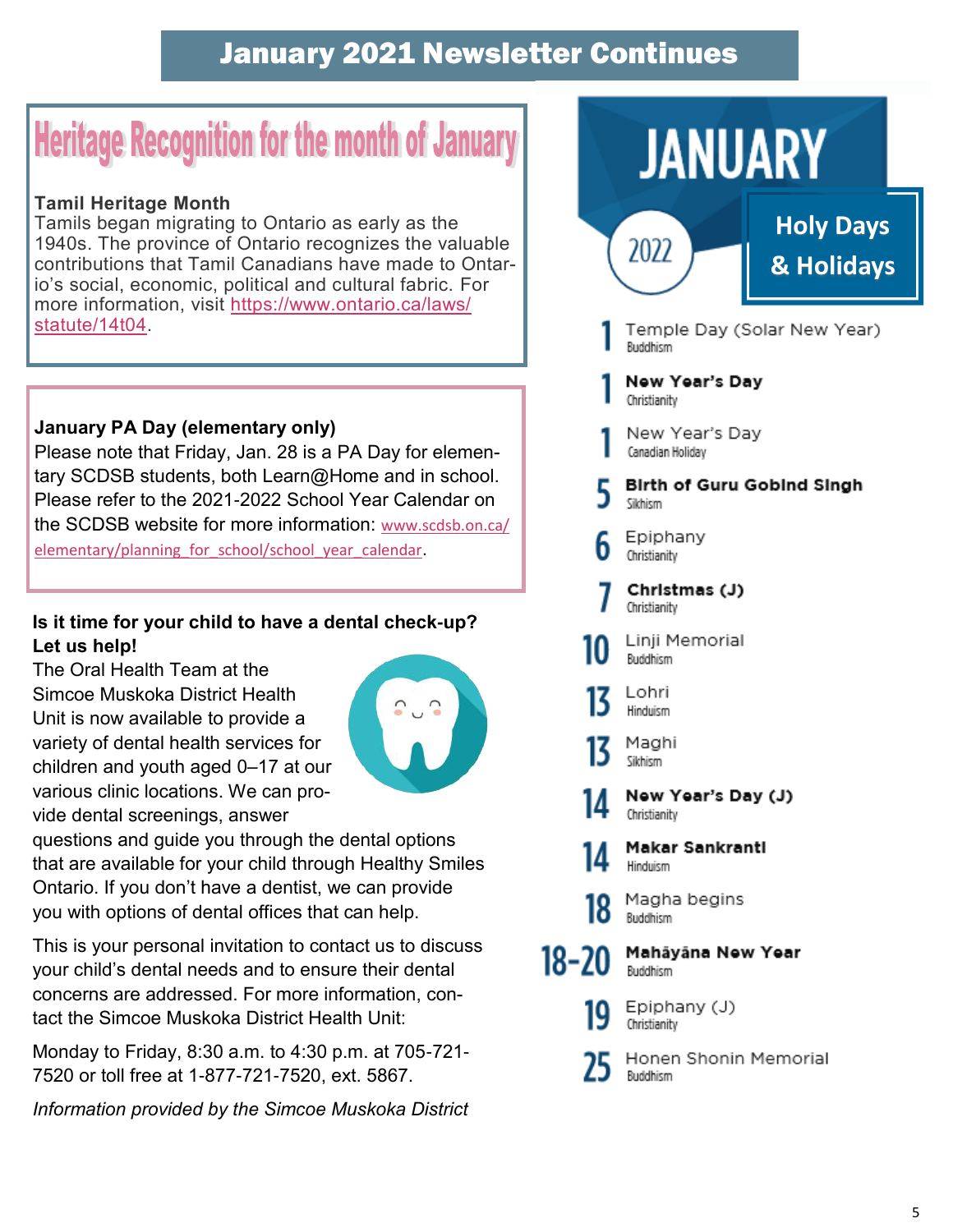## January 2021 Newsletter Continues

### Heritage Recognition for the month of January

**Tamil Heritage Month**
Tamils began migrating to Ontario as early as the 1940s. The province of Ontario recognizes the valuable contributions that Tamil Canadians have made to Ontario's social, economic, political and cultural fabric. For more information, visit https://www.ontario.ca/laws/statute/14t04.

**January PA Day (elementary only)**
Please note that Friday, Jan. 28 is a PA Day for elementary SCDSB students, both Learn@Home and in school. Please refer to the 2021-2022 School Year Calendar on the SCDSB website for more information: www.scdsb.on.ca/elementary/planning_for_school/school_year_calendar.

**Is it time for your child to have a dental check-up? Let us help!**
The Oral Health Team at the Simcoe Muskoka District Health Unit is now available to provide a variety of dental health services for children and youth aged 0–17 at our various clinic locations. We can provide dental screenings, answer questions and guide you through the dental options that are available for your child through Healthy Smiles Ontario. If you don't have a dentist, we can provide you with options of dental offices that can help.

This is your personal invitation to contact us to discuss your child's dental needs and to ensure their dental concerns are addressed. For more information, contact the Simcoe Muskoka District Health Unit:

Monday to Friday, 8:30 a.m. to 4:30 p.m. at 705-721-7520 or toll free at 1-877-721-7520, ext. 5867.

*Information provided by the Simcoe Muskoka District*

### JANUARY 2022 Holy Days & Holidays

- **1** Temple Day (Solar New Year) — Buddhism
- **1** **New Year's Day** — Christianity
- **1** New Year's Day — Canadian Holiday
- **5** **Birth of Guru Gobind Singh** — Sikhism
- **6** Epiphany — Christianity
- **7** **Christmas (J)** — Christianity
- **10** Linji Memorial — Buddhism
- **13** Lohri — Hinduism
- **13** Maghi — Sikhism
- **14** **New Year's Day (J)** — Christianity
- **14** **Makar Sankranti** — Hinduism
- **18** Magha begins — Buddhism
- **18-20** **Mahāyāna New Year** — Buddhism
- **19** Epiphany (J) — Christianity
- **25** Honen Shonin Memorial — Buddhism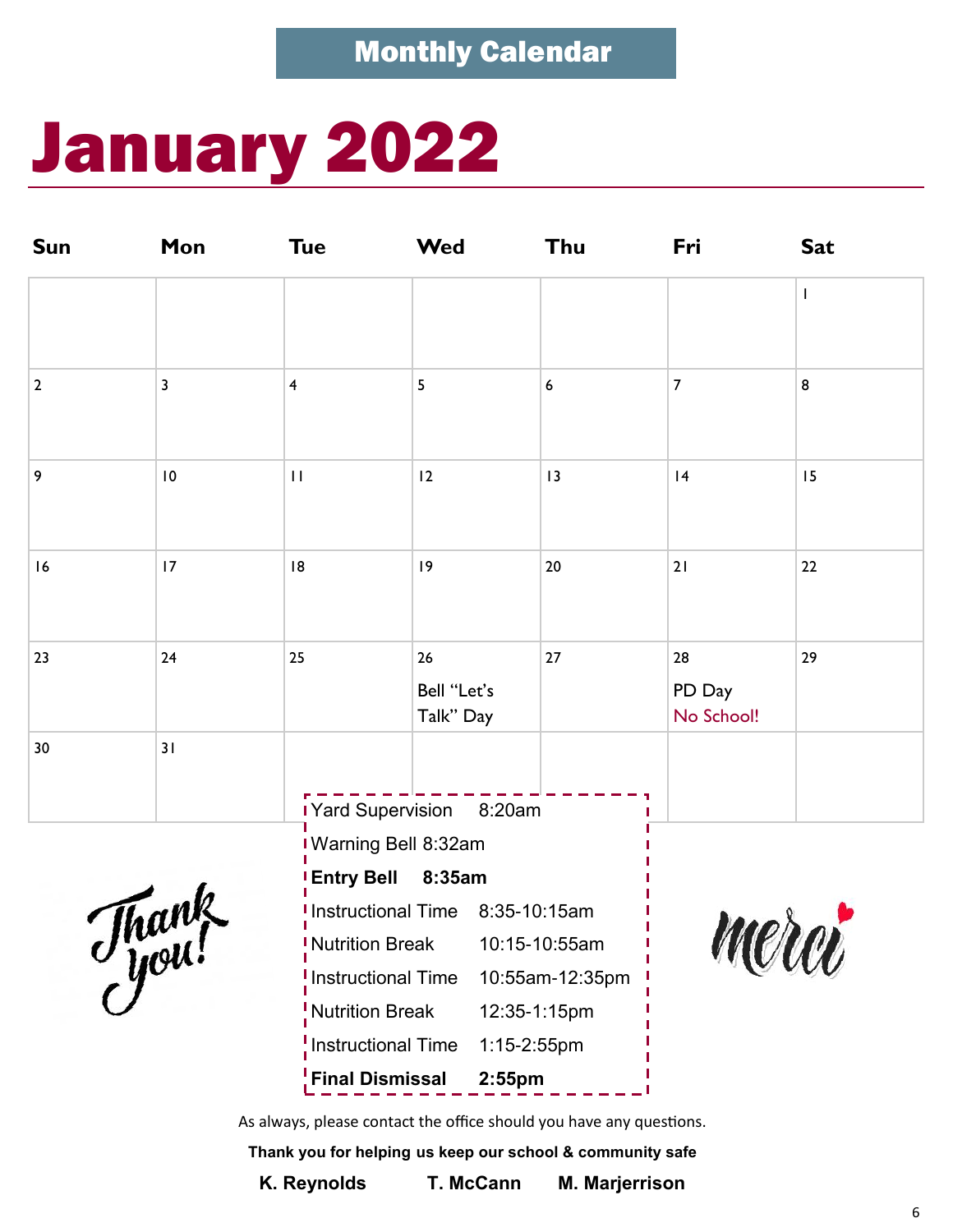## Monthly Calendar

# January 2022

| Sun | Mon | Tue | Wed | Thu | Fri | Sat |
|---|---|---|---|---|---|---|
| | | | | | | 1 |
| 2 | 3 | 4 | 5 | 6 | 7 | 8 |
| 9 | 10 | 11 | 12 | 13 | 14 | 15 |
| 16 | 17 | 18 | 19 | 20 | 21 | 22 |
| 23 | 24 | 25 | 26 Bell "Let's Talk" Day | 27 | 28 PD Day No School! | 29 |
| 30 | 31 | | | | | |

| | |
|---|---|
| Yard Supervision | 8:20am |
| Warning Bell | 8:32am |
| **Entry Bell** | **8:35am** |
| Instructional Time | 8:35-10:15am |
| Nutrition Break | 10:15-10:55am |
| Instructional Time | 10:55am-12:35pm |
| Nutrition Break | 12:35-1:15pm |
| Instructional Time | 1:15-2:55pm |
| **Final Dismissal** | **2:55pm** |

Thank you!

merci

As always, please contact the office should you have any questions.

**Thank you for helping us keep our school & community safe**

**K. Reynolds T. McCann M. Marjerrison**